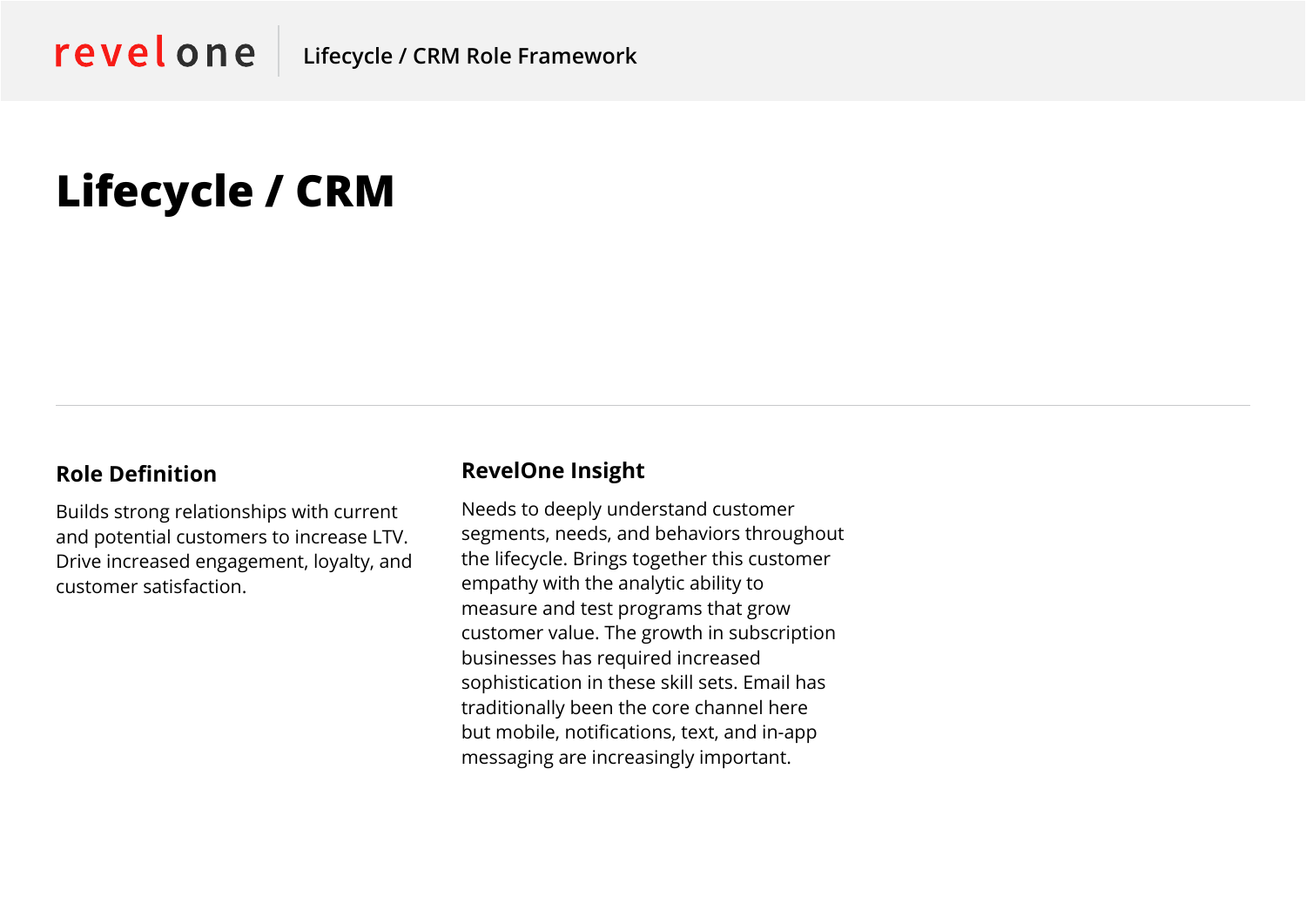# Lifecycle / CRM

## Role Definition

Builds strong relationships with current and potential customers to increase LTV. Drive increased engagement, loyalty, and customer satisfaction.

## RevelOne Insight

Needs to deeply understand customer segments, needs, and behaviors throughout the lifecycle. Brings together this customer empathy with the analytic ability to measure and test programs that grow customer value. The growth in subscription businesses has required increased sophistication in these skill sets. Email has traditionally been the core channel here but mobile, notifications, text, and in-app messaging are increasingly important.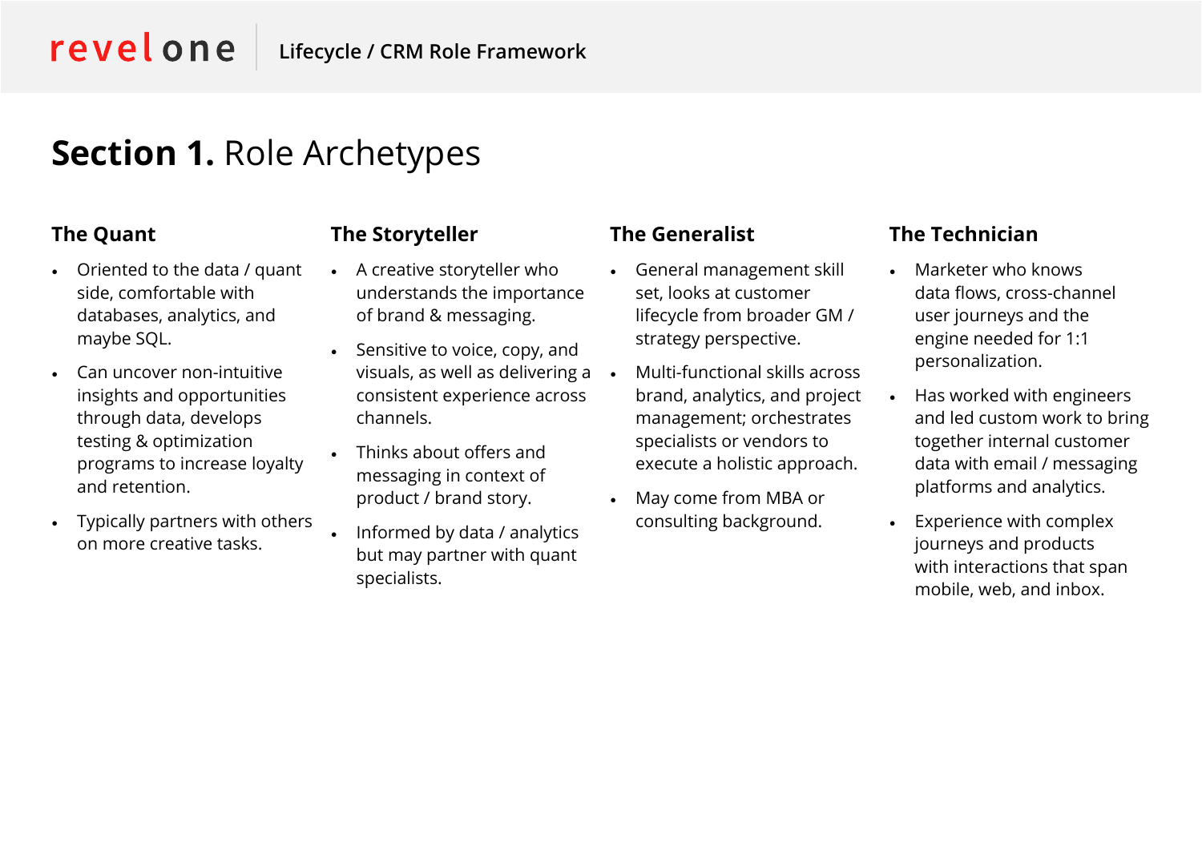## **Section 1.** Role Archetypes

### The Quant

- Oriented to the data / quant side, comfortable with databases, analytics, and maybe SQL.
- Can uncover non-intuitive insights and opportunities through data, develops testing & optimization programs to increase loyalty and retention.
- Typically partners with others on more creative tasks.

### The Storyteller

- A creative storyteller who understands the importance of brand & messaging.
- Sensitive to voice, copy, and visuals, as well as delivering a consistent experience across channels.
- Thinks about offers and messaging in context of product / brand story.
- Informed by data / analytics but may partner with quant specialists.

### The Generalist

- General management skill set, looks at customer lifecycle from broader GM / strategy perspective.
- Multi-functional skills across brand, analytics, and project management; orchestrates specialists or vendors to execute a holistic approach.
- May come from MBA or consulting background.

### The Technician

- Marketer who knows data flows, cross-channel user journeys and the engine needed for 1:1 personalization.
- Has worked with engineers and led custom work to bring together internal customer data with email / messaging platforms and analytics.
- Experience with complex journeys and products with interactions that span mobile, web, and inbox.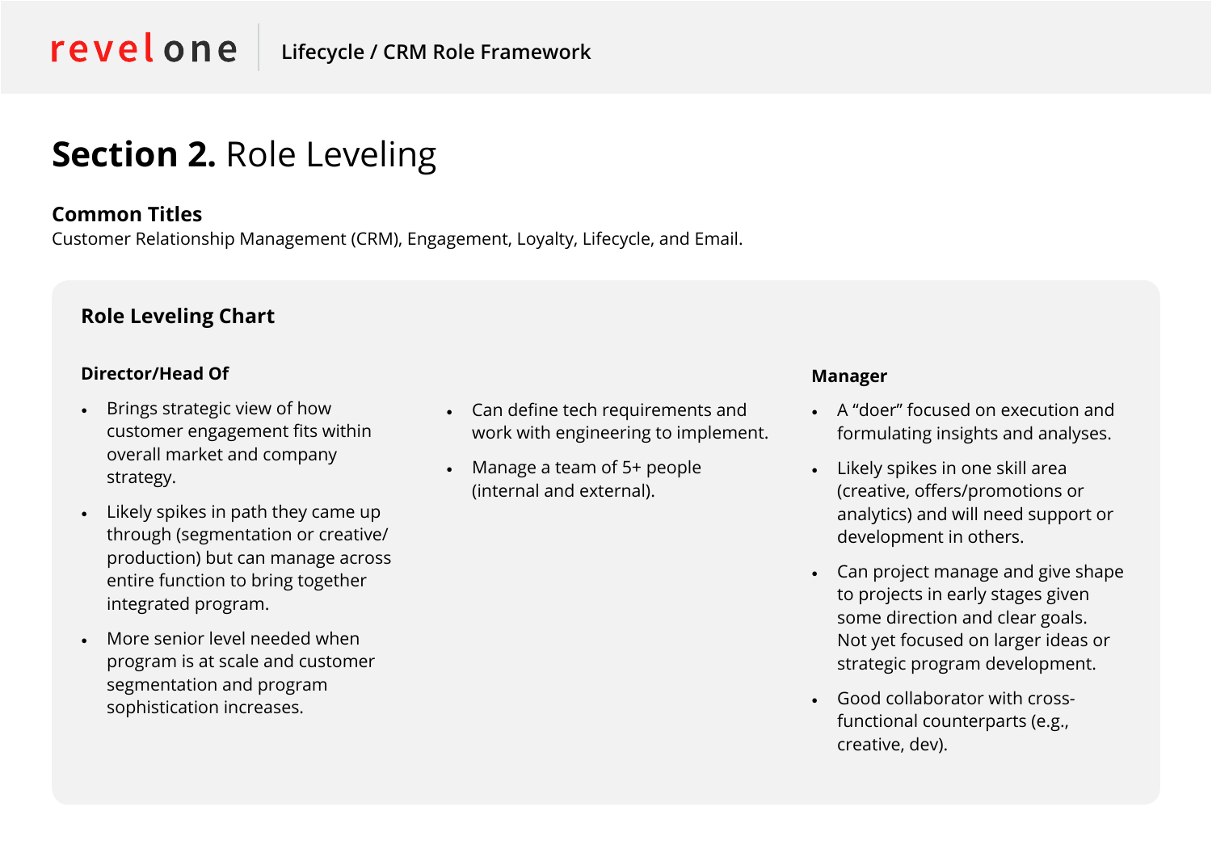# **Section 2.** Role Leveling

**Common Titles**

Customer Relationship Management (CRM), Engagement, Loyalty, Lifecycle, and Email.

## Role Leveling Chart

### Director/Head Of

- Brings strategic view of how customer engagement fits within overall market and company strategy.
- Likely spikes in path they came up through (segmentation or creative/production) but can manage across entire function to bring together integrated program.
- More senior level needed when program is at scale and customer segmentation and program sophistication increases.
- Can define tech requirements and work with engineering to implement.
- Manage a team of 5+ people (internal and external).

### Manager

- A "doer" focused on execution and formulating insights and analyses.
- Likely spikes in one skill area (creative, offers/promotions or analytics) and will need support or development in others.
- Can project manage and give shape to projects in early stages given some direction and clear goals. Not yet focused on larger ideas or strategic program development.
- Good collaborator with cross-functional counterparts (e.g., creative, dev).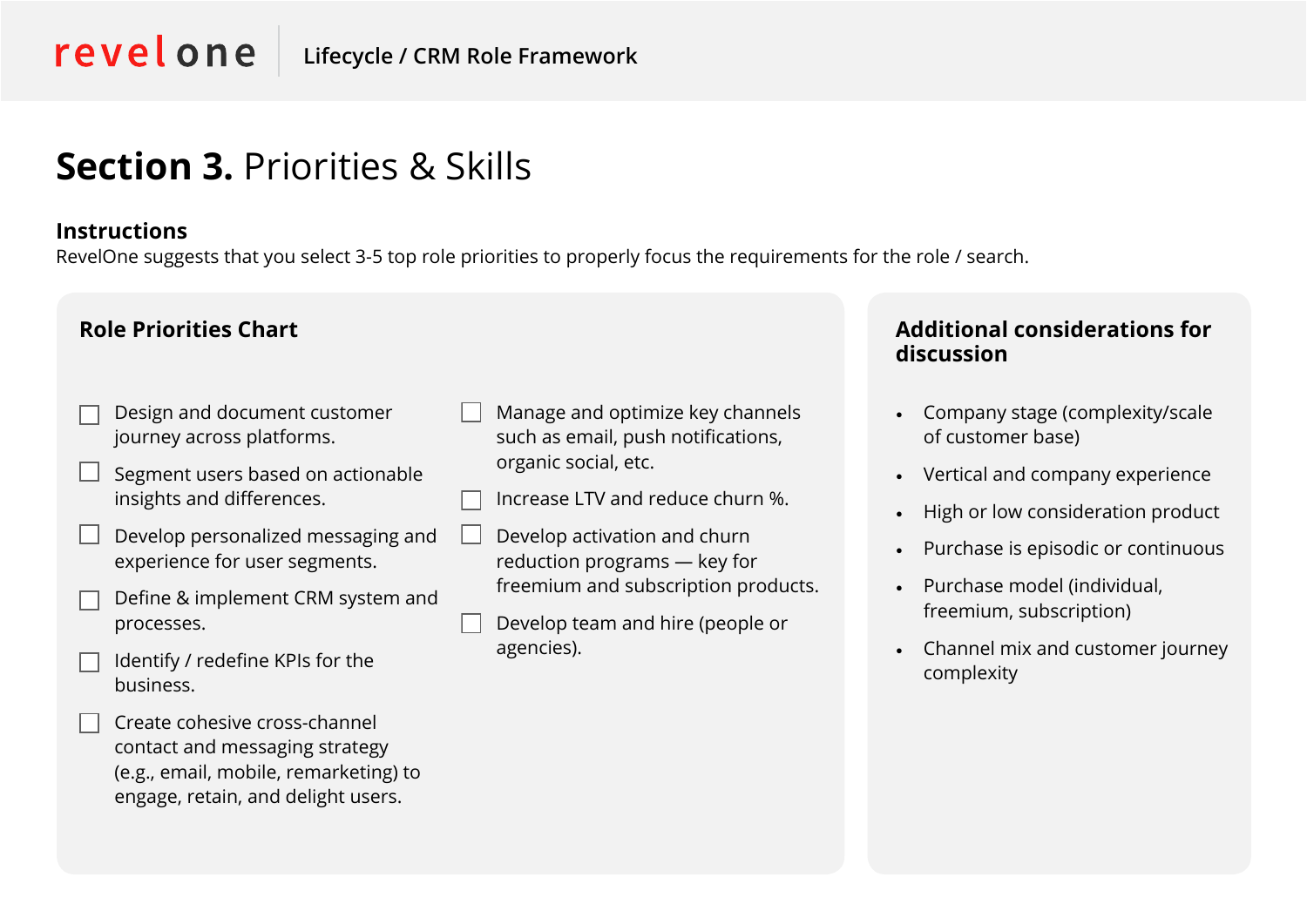# Section 3. Priorities & Skills

### Instructions

RevelOne suggests that you select 3-5 top role priorities to properly focus the requirements for the role / search.

### Role Priorities Chart

- [ ] Design and document customer journey across platforms.
- [ ] Segment users based on actionable insights and differences.
- [ ] Develop personalized messaging and experience for user segments.
- [ ] Define & implement CRM system and processes.
- [ ] Identify / redefine KPIs for the business.
- [ ] Create cohesive cross-channel contact and messaging strategy (e.g., email, mobile, remarketing) to engage, retain, and delight users.
- [ ] Manage and optimize key channels such as email, push notifications, organic social, etc.
- [ ] Increase LTV and reduce churn %.
- [ ] Develop activation and churn reduction programs — key for freemium and subscription products.
- [ ] Develop team and hire (people or agencies).

### Additional considerations for discussion

- Company stage (complexity/scale of customer base)
- Vertical and company experience
- High or low consideration product
- Purchase is episodic or continuous
- Purchase model (individual, freemium, subscription)
- Channel mix and customer journey complexity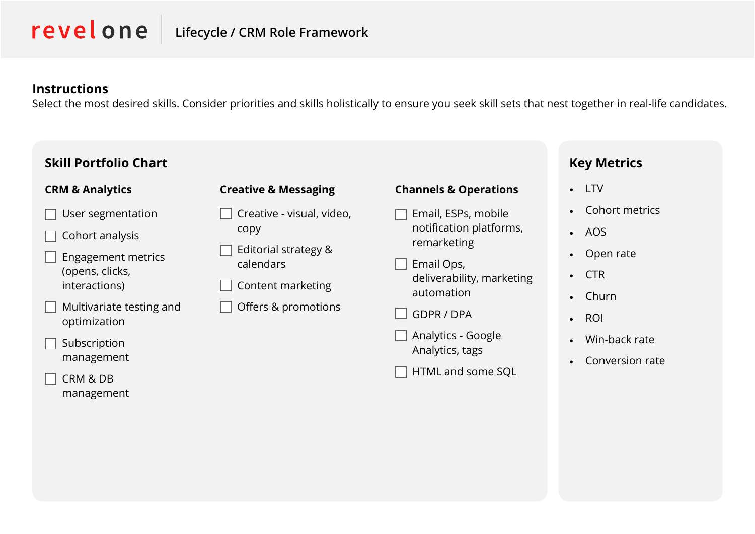revelone | Lifecycle / CRM Role Framework

## Instructions

Select the most desired skills. Consider priorities and skills holistically to ensure you seek skill sets that nest together in real-life candidates.

## Skill Portfolio Chart

### CRM & Analytics

- [ ] User segmentation
- [ ] Cohort analysis
- [ ] Engagement metrics (opens, clicks, interactions)
- [ ] Multivariate testing and optimization
- [ ] Subscription management
- [ ] CRM & DB management

### Creative & Messaging

- [ ] Creative - visual, video, copy
- [ ] Editorial strategy & calendars
- [ ] Content marketing
- [ ] Offers & promotions

### Channels & Operations

- [ ] Email, ESPs, mobile notification platforms, remarketing
- [ ] Email Ops, deliverability, marketing automation
- [ ] GDPR / DPA
- [ ] Analytics - Google Analytics, tags
- [ ] HTML and some SQL

## Key Metrics

- LTV
- Cohort metrics
- AOS
- Open rate
- CTR
- Churn
- ROI
- Win-back rate
- Conversion rate